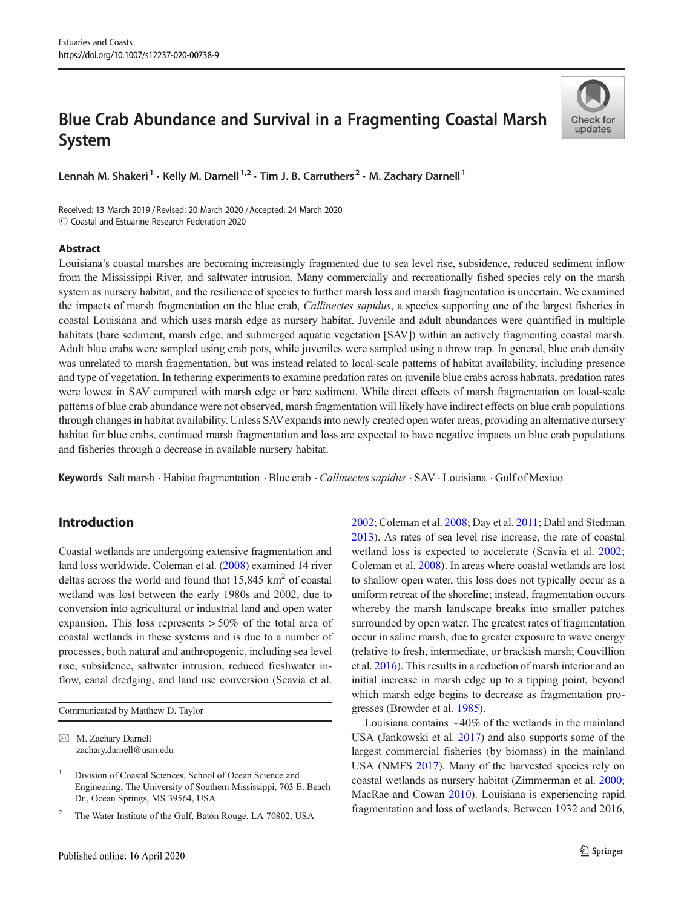Estuaries and Coasts
https://doi.org/10.1007/s12237-020-00738-9

# Blue Crab Abundance and Survival in a Fragmenting Coastal Marsh System

Lennah M. Shakeri[1] · Kelly M. Darnell[1,2] · Tim J. B. Carruthers[2] · M. Zachary Darnell[1]

Received: 13 March 2019 / Revised: 20 March 2020 / Accepted: 24 March 2020
© Coastal and Estuarine Research Federation 2020

## Abstract

Louisiana's coastal marshes are becoming increasingly fragmented due to sea level rise, subsidence, reduced sediment inflow from the Mississippi River, and saltwater intrusion. Many commercially and recreationally fished species rely on the marsh system as nursery habitat, and the resilience of species to further marsh loss and marsh fragmentation is uncertain. We examined the impacts of marsh fragmentation on the blue crab, *Callinectes sapidus*, a species supporting one of the largest fisheries in coastal Louisiana and which uses marsh edge as nursery habitat. Juvenile and adult abundances were quantified in multiple habitats (bare sediment, marsh edge, and submerged aquatic vegetation [SAV]) within an actively fragmenting coastal marsh. Adult blue crabs were sampled using crab pots, while juveniles were sampled using a throw trap. In general, blue crab density was unrelated to marsh fragmentation, but was instead related to local-scale patterns of habitat availability, including presence and type of vegetation. In tethering experiments to examine predation rates on juvenile blue crabs across habitats, predation rates were lowest in SAV compared with marsh edge or bare sediment. While direct effects of marsh fragmentation on local-scale patterns of blue crab abundance were not observed, marsh fragmentation will likely have indirect effects on blue crab populations through changes in habitat availability. Unless SAV expands into newly created open water areas, providing an alternative nursery habitat for blue crabs, continued marsh fragmentation and loss are expected to have negative impacts on blue crab populations and fisheries through a decrease in available nursery habitat.

**Keywords** Salt marsh · Habitat fragmentation · Blue crab · *Callinectes sapidus* · SAV · Louisiana · Gulf of Mexico

## Introduction

Coastal wetlands are undergoing extensive fragmentation and land loss worldwide. Coleman et al. (2008) examined 14 river deltas across the world and found that 15,845 km$^2$ of coastal wetland was lost between the early 1980s and 2002, due to conversion into agricultural or industrial land and open water expansion. This loss represents > 50% of the total area of coastal wetlands in these systems and is due to a number of processes, both natural and anthropogenic, including sea level rise, subsidence, saltwater intrusion, reduced freshwater inflow, canal dredging, and land use conversion (Scavia et al. 2002; Coleman et al. 2008; Day et al. 2011; Dahl and Stedman 2013). As rates of sea level rise increase, the rate of coastal wetland loss is expected to accelerate (Scavia et al. 2002; Coleman et al. 2008). In areas where coastal wetlands are lost to shallow open water, this loss does not typically occur as a uniform retreat of the shoreline; instead, fragmentation occurs whereby the marsh landscape breaks into smaller patches surrounded by open water. The greatest rates of fragmentation occur in saline marsh, due to greater exposure to wave energy (relative to fresh, intermediate, or brackish marsh; Couvillion et al. 2016). This results in a reduction of marsh interior and an initial increase in marsh edge up to a tipping point, beyond which marsh edge begins to decrease as fragmentation progresses (Browder et al. 1985).

Louisiana contains ~40% of the wetlands in the mainland USA (Jankowski et al. 2017) and also supports some of the largest commercial fisheries (by biomass) in the mainland USA (NMFS 2017). Many of the harvested species rely on coastal wetlands as nursery habitat (Zimmerman et al. 2000; MacRae and Cowan 2010). Louisiana is experiencing rapid fragmentation and loss of wetlands. Between 1932 and 2016,

---

Communicated by Matthew D. Taylor

✉ M. Zachary Darnell
zachary.darnell@usm.edu

[1] Division of Coastal Sciences, School of Ocean Science and Engineering, The University of Southern Mississippi, 703 E. Beach Dr., Ocean Springs, MS 39564, USA

[2] The Water Institute of the Gulf, Baton Rouge, LA 70802, USA

Published online: 16 April 2020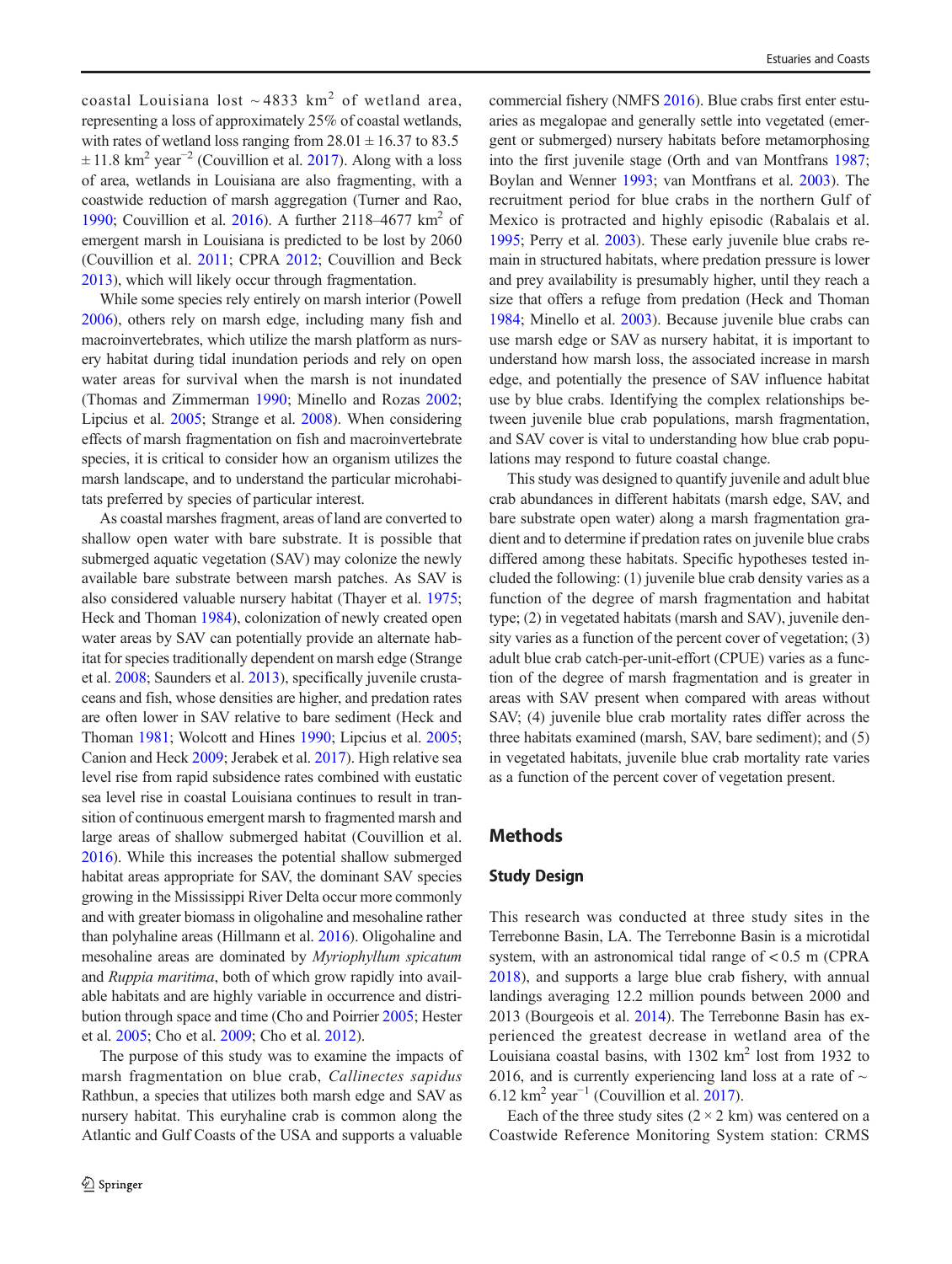coastal Louisiana lost ~4833 km$^2$ of wetland area, representing a loss of approximately 25% of coastal wetlands, with rates of wetland loss ranging from 28.01 ± 16.37 to 83.5 ± 11.8 km$^2$ year$^{-2}$ (Couvillion et al. 2017). Along with a loss of area, wetlands in Louisiana are also fragmenting, with a coastwide reduction of marsh aggregation (Turner and Rao, 1990; Couvillion et al. 2016). A further 2118–4677 km$^2$ of emergent marsh in Louisiana is predicted to be lost by 2060 (Couvillion et al. 2011; CPRA 2012; Couvillion and Beck 2013), which will likely occur through fragmentation.

While some species rely entirely on marsh interior (Powell 2006), others rely on marsh edge, including many fish and macroinvertebrates, which utilize the marsh platform as nursery habitat during tidal inundation periods and rely on open water areas for survival when the marsh is not inundated (Thomas and Zimmerman 1990; Minello and Rozas 2002; Lipcius et al. 2005; Strange et al. 2008). When considering effects of marsh fragmentation on fish and macroinvertebrate species, it is critical to consider how an organism utilizes the marsh landscape, and to understand the particular microhabitats preferred by species of particular interest.

As coastal marshes fragment, areas of land are converted to shallow open water with bare substrate. It is possible that submerged aquatic vegetation (SAV) may colonize the newly available bare substrate between marsh patches. As SAV is also considered valuable nursery habitat (Thayer et al. 1975; Heck and Thoman 1984), colonization of newly created open water areas by SAV can potentially provide an alternate habitat for species traditionally dependent on marsh edge (Strange et al. 2008; Saunders et al. 2013), specifically juvenile crustaceans and fish, whose densities are higher, and predation rates are often lower in SAV relative to bare sediment (Heck and Thoman 1981; Wolcott and Hines 1990; Lipcius et al. 2005; Canion and Heck 2009; Jerabek et al. 2017). High relative sea level rise from rapid subsidence rates combined with eustatic sea level rise in coastal Louisiana continues to result in transition of continuous emergent marsh to fragmented marsh and large areas of shallow submerged habitat (Couvillion et al. 2016). While this increases the potential shallow submerged habitat areas appropriate for SAV, the dominant SAV species growing in the Mississippi River Delta occur more commonly and with greater biomass in oligohaline and mesohaline rather than polyhaline areas (Hillmann et al. 2016). Oligohaline and mesohaline areas are dominated by *Myriophyllum spicatum* and *Ruppia maritima*, both of which grow rapidly into available habitats and are highly variable in occurrence and distribution through space and time (Cho and Poirrier 2005; Hester et al. 2005; Cho et al. 2009; Cho et al. 2012).

The purpose of this study was to examine the impacts of marsh fragmentation on blue crab, *Callinectes sapidus* Rathbun, a species that utilizes both marsh edge and SAV as nursery habitat. This euryhaline crab is common along the Atlantic and Gulf Coasts of the USA and supports a valuable commercial fishery (NMFS 2016). Blue crabs first enter estuaries as megalopae and generally settle into vegetated (emergent or submerged) nursery habitats before metamorphosing into the first juvenile stage (Orth and van Montfrans 1987; Boylan and Wenner 1993; van Montfrans et al. 2003). The recruitment period for blue crabs in the northern Gulf of Mexico is protracted and highly episodic (Rabalais et al. 1995; Perry et al. 2003). These early juvenile blue crabs remain in structured habitats, where predation pressure is lower and prey availability is presumably higher, until they reach a size that offers a refuge from predation (Heck and Thoman 1984; Minello et al. 2003). Because juvenile blue crabs can use marsh edge or SAV as nursery habitat, it is important to understand how marsh loss, the associated increase in marsh edge, and potentially the presence of SAV influence habitat use by blue crabs. Identifying the complex relationships between juvenile blue crab populations, marsh fragmentation, and SAV cover is vital to understanding how blue crab populations may respond to future coastal change.

This study was designed to quantify juvenile and adult blue crab abundances in different habitats (marsh edge, SAV, and bare substrate open water) along a marsh fragmentation gradient and to determine if predation rates on juvenile blue crabs differed among these habitats. Specific hypotheses tested included the following: (1) juvenile blue crab density varies as a function of the degree of marsh fragmentation and habitat type; (2) in vegetated habitats (marsh and SAV), juvenile density varies as a function of the percent cover of vegetation; (3) adult blue crab catch-per-unit-effort (CPUE) varies as a function of the degree of marsh fragmentation and is greater in areas with SAV present when compared with areas without SAV; (4) juvenile blue crab mortality rates differ across the three habitats examined (marsh, SAV, bare sediment); and (5) in vegetated habitats, juvenile blue crab mortality rate varies as a function of the percent cover of vegetation present.

## Methods

### Study Design

This research was conducted at three study sites in the Terrebonne Basin, LA. The Terrebonne Basin is a microtidal system, with an astronomical tidal range of < 0.5 m (CPRA 2018), and supports a large blue crab fishery, with annual landings averaging 12.2 million pounds between 2000 and 2013 (Bourgeois et al. 2014). The Terrebonne Basin has experienced the greatest decrease in wetland area of the Louisiana coastal basins, with 1302 km$^2$ lost from 1932 to 2016, and is currently experiencing land loss at a rate of ~ 6.12 km$^2$ year$^{-1}$ (Couvillion et al. 2017).

Each of the three study sites (2 × 2 km) was centered on a Coastwide Reference Monitoring System station: CRMS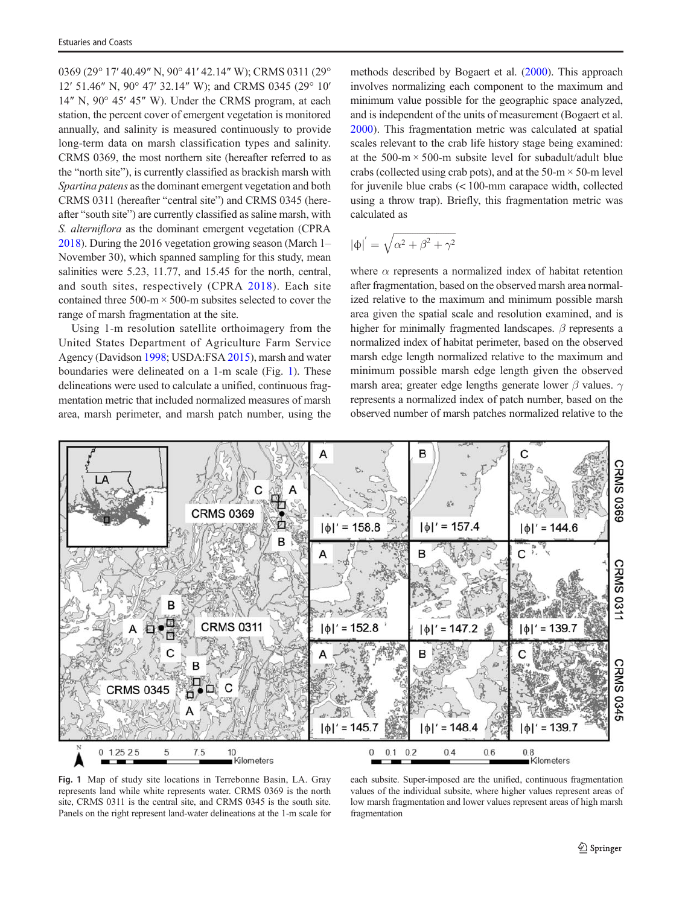0369 (29° 17′ 40.49″ N, 90° 41′ 42.14″ W); CRMS 0311 (29° 12′ 51.46″ N, 90° 47′ 32.14″ W); and CRMS 0345 (29° 10′ 14″ N, 90° 45′ 45″ W). Under the CRMS program, at each station, the percent cover of emergent vegetation is monitored annually, and salinity is measured continuously to provide long-term data on marsh classification types and salinity. CRMS 0369, the most northern site (hereafter referred to as the "north site"), is currently classified as brackish marsh with *Spartina patens* as the dominant emergent vegetation and both CRMS 0311 (hereafter "central site") and CRMS 0345 (hereafter "south site") are currently classified as saline marsh, with *S. alterniflora* as the dominant emergent vegetation (CPRA 2018). During the 2016 vegetation growing season (March 1–November 30), which spanned sampling for this study, mean salinities were 5.23, 11.77, and 15.45 for the north, central, and south sites, respectively (CPRA 2018). Each site contained three 500-m × 500-m subsites selected to cover the range of marsh fragmentation at the site.

Using 1-m resolution satellite orthoimagery from the United States Department of Agriculture Farm Service Agency (Davidson 1998; USDA:FSA 2015), marsh and water boundaries were delineated on a 1-m scale (Fig. 1). These delineations were used to calculate a unified, continuous fragmentation metric that included normalized measures of marsh area, marsh perimeter, and marsh patch number, using the methods described by Bogaert et al. (2000). This approach involves normalizing each component to the maximum and minimum value possible for the geographic space analyzed, and is independent of the units of measurement (Bogaert et al. 2000). This fragmentation metric was calculated at spatial scales relevant to the crab life history stage being examined: at the 500-m × 500-m subsite level for subadult/adult blue crabs (collected using crab pots), and at the 50-m × 50-m level for juvenile blue crabs (< 100-mm carapace width, collected using a throw trap). Briefly, this fragmentation metric was calculated as

$$|\phi|' = \sqrt{\alpha^2 + \beta^2 + \gamma^2}$$

where $\alpha$ represents a normalized index of habitat retention after fragmentation, based on the observed marsh area normalized relative to the maximum and minimum possible marsh area given the spatial scale and resolution examined, and is higher for minimally fragmented landscapes. $\beta$ represents a normalized index of habitat perimeter, based on the observed marsh edge length normalized relative to the maximum and minimum possible marsh edge length given the observed marsh area; greater edge lengths generate lower $\beta$ values. $\gamma$ represents a normalized index of patch number, based on the observed number of marsh patches normalized relative to the

**Fig. 1** Map of study site locations in Terrebonne Basin, LA. Gray represents land while white represents water. CRMS 0369 is the north site, CRMS 0311 is the central site, and CRMS 0345 is the south site. Panels on the right represent land-water delineations at the 1-m scale for each subsite. Super-imposed are the unified, continuous fragmentation values of the individual subsite, where higher values represent areas of low marsh fragmentation and lower values represent areas of high marsh fragmentation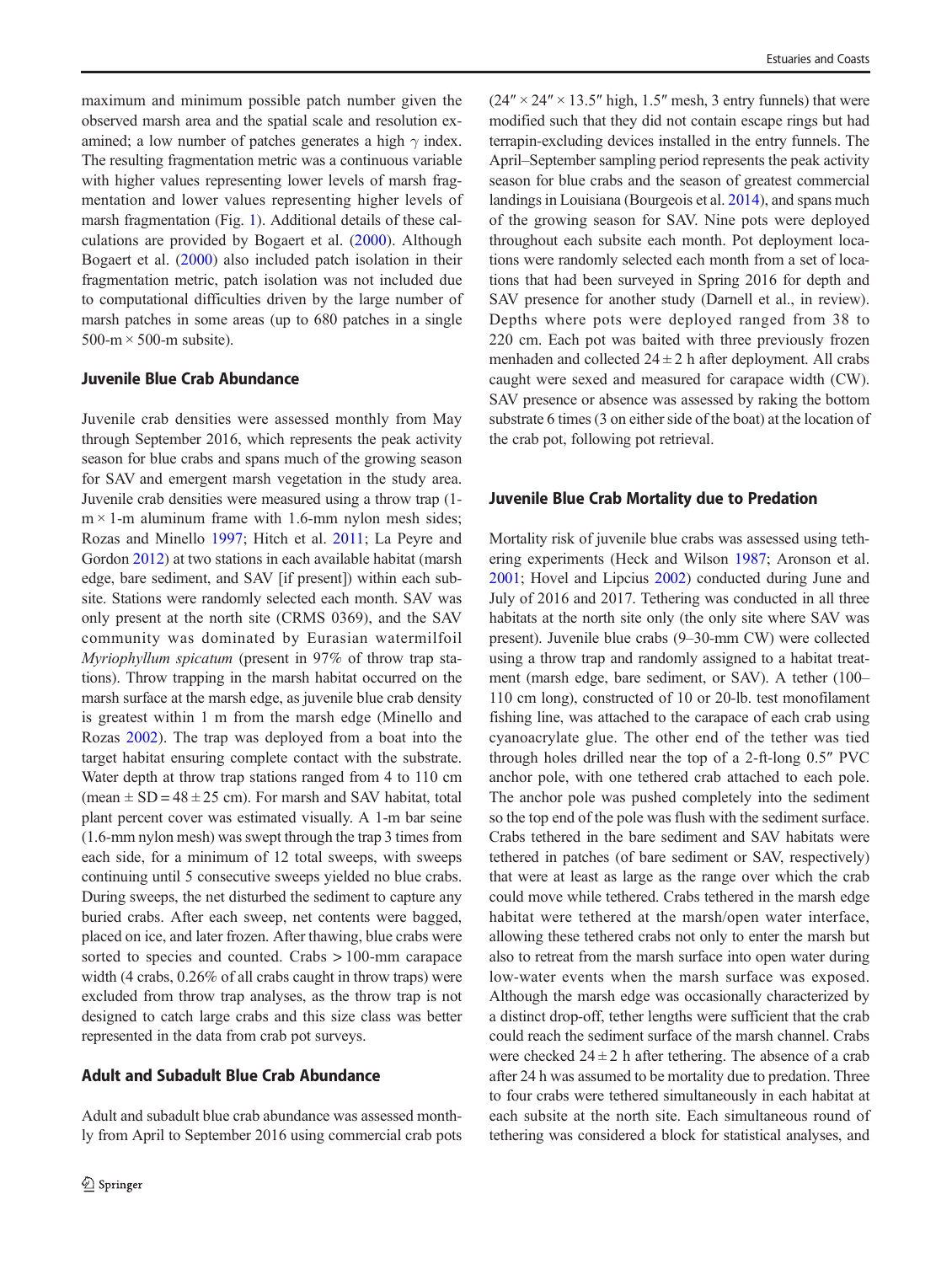maximum and minimum possible patch number given the observed marsh area and the spatial scale and resolution examined; a low number of patches generates a high $\gamma$ index. The resulting fragmentation metric was a continuous variable with higher values representing lower levels of marsh fragmentation and lower values representing higher levels of marsh fragmentation (Fig. 1). Additional details of these calculations are provided by Bogaert et al. (2000). Although Bogaert et al. (2000) also included patch isolation in their fragmentation metric, patch isolation was not included due to computational difficulties driven by the large number of marsh patches in some areas (up to 680 patches in a single 500-m × 500-m subsite).

### Juvenile Blue Crab Abundance

Juvenile crab densities were assessed monthly from May through September 2016, which represents the peak activity season for blue crabs and spans much of the growing season for SAV and emergent marsh vegetation in the study area. Juvenile crab densities were measured using a throw trap (1-m × 1-m aluminum frame with 1.6-mm nylon mesh sides; Rozas and Minello 1997; Hitch et al. 2011; La Peyre and Gordon 2012) at two stations in each available habitat (marsh edge, bare sediment, and SAV [if present]) within each subsite. Stations were randomly selected each month. SAV was only present at the north site (CRMS 0369), and the SAV community was dominated by Eurasian watermilfoil *Myriophyllum spicatum* (present in 97% of throw trap stations). Throw trapping in the marsh habitat occurred on the marsh surface at the marsh edge, as juvenile blue crab density is greatest within 1 m from the marsh edge (Minello and Rozas 2002). The trap was deployed from a boat into the target habitat ensuring complete contact with the substrate. Water depth at throw trap stations ranged from 4 to 110 cm (mean ± SD = 48 ± 25 cm). For marsh and SAV habitat, total plant percent cover was estimated visually. A 1-m bar seine (1.6-mm nylon mesh) was swept through the trap 3 times from each side, for a minimum of 12 total sweeps, with sweeps continuing until 5 consecutive sweeps yielded no blue crabs. During sweeps, the net disturbed the sediment to capture any buried crabs. After each sweep, net contents were bagged, placed on ice, and later frozen. After thawing, blue crabs were sorted to species and counted. Crabs > 100-mm carapace width (4 crabs, 0.26% of all crabs caught in throw traps) were excluded from throw trap analyses, as the throw trap is not designed to catch large crabs and this size class was better represented in the data from crab pot surveys.

### Adult and Subadult Blue Crab Abundance

Adult and subadult blue crab abundance was assessed monthly from April to September 2016 using commercial crab pots (24″ × 24″ × 13.5″ high, 1.5″ mesh, 3 entry funnels) that were modified such that they did not contain escape rings but had terrapin-excluding devices installed in the entry funnels. The April–September sampling period represents the peak activity season for blue crabs and the season of greatest commercial landings in Louisiana (Bourgeois et al. 2014), and spans much of the growing season for SAV. Nine pots were deployed throughout each subsite each month. Pot deployment locations were randomly selected each month from a set of locations that had been surveyed in Spring 2016 for depth and SAV presence for another study (Darnell et al., in review). Depths where pots were deployed ranged from 38 to 220 cm. Each pot was baited with three previously frozen menhaden and collected 24 ± 2 h after deployment. All crabs caught were sexed and measured for carapace width (CW). SAV presence or absence was assessed by raking the bottom substrate 6 times (3 on either side of the boat) at the location of the crab pot, following pot retrieval.

### Juvenile Blue Crab Mortality due to Predation

Mortality risk of juvenile blue crabs was assessed using tethering experiments (Heck and Wilson 1987; Aronson et al. 2001; Hovel and Lipcius 2002) conducted during June and July of 2016 and 2017. Tethering was conducted in all three habitats at the north site only (the only site where SAV was present). Juvenile blue crabs (9–30-mm CW) were collected using a throw trap and randomly assigned to a habitat treatment (marsh edge, bare sediment, or SAV). A tether (100–110 cm long), constructed of 10 or 20-lb. test monofilament fishing line, was attached to the carapace of each crab using cyanoacrylate glue. The other end of the tether was tied through holes drilled near the top of a 2-ft-long 0.5″ PVC anchor pole, with one tethered crab attached to each pole. The anchor pole was pushed completely into the sediment so the top end of the pole was flush with the sediment surface. Crabs tethered in the bare sediment and SAV habitats were tethered in patches (of bare sediment or SAV, respectively) that were at least as large as the range over which the crab could move while tethered. Crabs tethered in the marsh edge habitat were tethered at the marsh/open water interface, allowing these tethered crabs not only to enter the marsh but also to retreat from the marsh surface into open water during low-water events when the marsh surface was exposed. Although the marsh edge was occasionally characterized by a distinct drop-off, tether lengths were sufficient that the crab could reach the sediment surface of the marsh channel. Crabs were checked 24 ± 2 h after tethering. The absence of a crab after 24 h was assumed to be mortality due to predation. Three to four crabs were tethered simultaneously in each habitat at each subsite at the north site. Each simultaneous round of tethering was considered a block for statistical analyses, and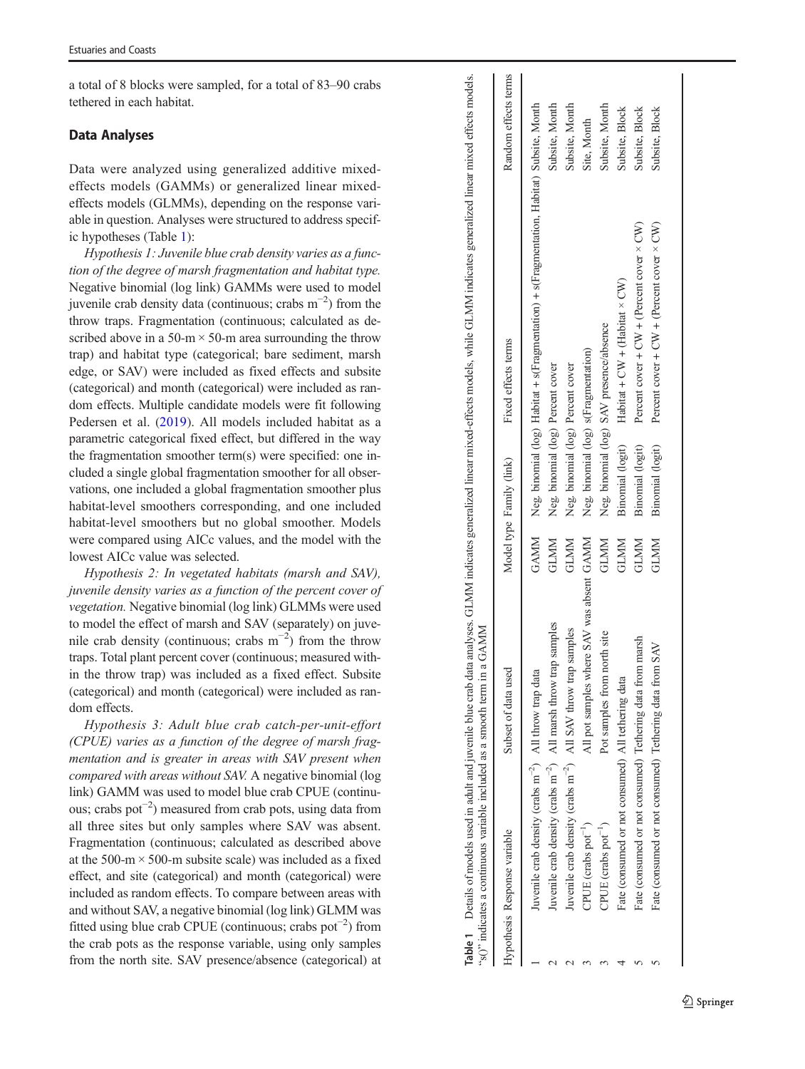a total of 8 blocks were sampled, for a total of 83–90 crabs tethered in each habitat.

## Data Analyses

Data were analyzed using generalized additive mixed-effects models (GAMMs) or generalized linear mixed-effects models (GLMMs), depending on the response variable in question. Analyses were structured to address specific hypotheses (Table 1):

*Hypothesis 1: Juvenile blue crab density varies as a function of the degree of marsh fragmentation and habitat type.* Negative binomial (log link) GAMMs were used to model juvenile crab density data (continuous; crabs $m^{-2}$) from the throw traps. Fragmentation (continuous; calculated as described above in a 50-m × 50-m area surrounding the throw trap) and habitat type (categorical; bare sediment, marsh edge, or SAV) were included as fixed effects and subsite (categorical) and month (categorical) were included as random effects. Multiple candidate models were fit following Pedersen et al. (2019). All models included habitat as a parametric categorical fixed effect, but differed in the way the fragmentation smoother term(s) were specified: one included a single global fragmentation smoother for all observations, one included a global fragmentation smoother plus habitat-level smoothers corresponding, and one included habitat-level smoothers but no global smoother. Models were compared using AICc values, and the model with the lowest AICc value was selected.

*Hypothesis 2: In vegetated habitats (marsh and SAV), juvenile density varies as a function of the percent cover of vegetation.* Negative binomial (log link) GLMMs were used to model the effect of marsh and SAV (separately) on juvenile crab density (continuous; crabs $m^{-2}$) from the throw traps. Total plant percent cover (continuous; measured within the throw trap) was included as a fixed effect. Subsite (categorical) and month (categorical) were included as random effects.

*Hypothesis 3: Adult blue crab catch-per-unit-effort (CPUE) varies as a function of the degree of marsh fragmentation and is greater in areas with SAV present when compared with areas without SAV.* A negative binomial (log link) GAMM was used to model blue crab CPUE (continuous; crabs $pot^{-2}$) measured from crab pots, using data from all three sites but only samples where SAV was absent. Fragmentation (continuous; calculated as described above at the 500-m × 500-m subsite scale) was included as a fixed effect, and site (categorical) and month (categorical) were included as random effects. To compare between areas with and without SAV, a negative binomial (log link) GLMM was fitted using blue crab CPUE (continuous; crabs $pot^{-2}$) from the crab pots as the response variable, using only samples from the north site. SAV presence/absence (categorical) at

**Table 1** Details of models used in adult and juvenile blue crab data analyses. GLMM indicates generalized linear mixed-effects models, while GLMM indicates generalized linear mixed effects models. "s()" indicates a continuous variable included as a smooth term in a GAMM

| Hypothesis | Response variable | Subset of data used | Model type | Family (link) | Fixed effects terms | Random effects terms |
|---|---|---|---|---|---|---|
| 1 | Juvenile crab density (crabs $m^{-2}$) | All throw trap data | GAMM | Neg. binomial (log) | Habitat + s(Fragmentation) + s(Fragmentation, Habitat) | Subsite, Month |
| 2 | Juvenile crab density (crabs $m^{-2}$) | All marsh throw trap samples | GLMM | Neg. binomial (log) | Percent cover | Subsite, Month |
| 2 | Juvenile crab density (crabs $m^{-2}$) | All SAV throw trap samples | GLMM | Neg. binomial (log) | Percent cover | Subsite, Month |
| 3 | CPUE (crabs $pot^{-1}$) | All pot samples where SAV was absent | GAMM | Neg. binomial (log) | s(Fragmentation) | Site, Month |
| 3 | CPUE (crabs $pot^{-1}$) | Pot samples from north site | GLMM | Neg. binomial (log) | SAV presence/absence | Subsite, Month |
| 4 | Fate (consumed or not consumed) | All tethering data | GLMM | Binomial (logit) | Habitat + CW + (Habitat × CW) | Subsite, Block |
| 5 | Fate (consumed or not consumed) | Tethering data from marsh | GLMM | Binomial (logit) | Percent cover + CW + (Percent cover × CW) | Subsite, Block |
| 5 | Fate (consumed or not consumed) | Tethering data from SAV | GLMM | Binomial (logit) | Percent cover + CW + (Percent cover × CW) | Subsite, Block |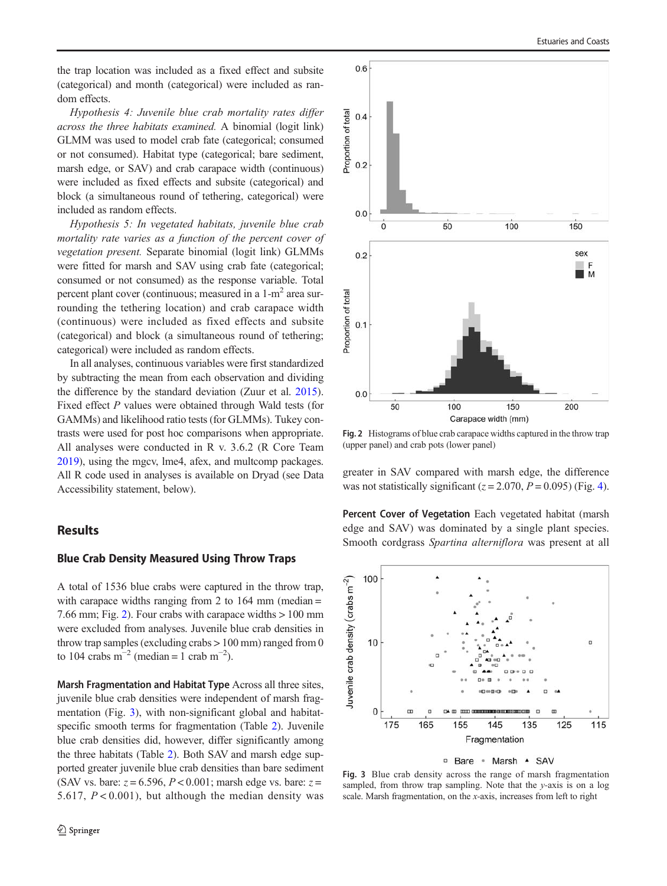the trap location was included as a fixed effect and subsite (categorical) and month (categorical) were included as random effects.

*Hypothesis 4: Juvenile blue crab mortality rates differ across the three habitats examined.* A binomial (logit link) GLMM was used to model crab fate (categorical; consumed or not consumed). Habitat type (categorical; bare sediment, marsh edge, or SAV) and crab carapace width (continuous) were included as fixed effects and subsite (categorical) and block (a simultaneous round of tethering, categorical) were included as random effects.

*Hypothesis 5: In vegetated habitats, juvenile blue crab mortality rate varies as a function of the percent cover of vegetation present.* Separate binomial (logit link) GLMMs were fitted for marsh and SAV using crab fate (categorical; consumed or not consumed) as the response variable. Total percent plant cover (continuous; measured in a 1-$m^2$ area surrounding the tethering location) and crab carapace width (continuous) were included as fixed effects and subsite (categorical) and block (a simultaneous round of tethering; categorical) were included as random effects.

In all analyses, continuous variables were first standardized by subtracting the mean from each observation and dividing the difference by the standard deviation (Zuur et al. 2015). Fixed effect $P$ values were obtained through Wald tests (for GAMMs) and likelihood ratio tests (for GLMMs). Tukey contrasts were used for post hoc comparisons when appropriate. All analyses were conducted in R v. 3.6.2 (R Core Team 2019), using the mgcv, lme4, afex, and multcomp packages. All R code used in analyses is available on Dryad (see Data Accessibility statement, below).

## Results

### Blue Crab Density Measured Using Throw Traps

A total of 1536 blue crabs were captured in the throw trap, with carapace widths ranging from 2 to 164 mm (median = 7.66 mm; Fig. 2). Four crabs with carapace widths > 100 mm were excluded from analyses. Juvenile blue crab densities in throw trap samples (excluding crabs > 100 mm) ranged from 0 to 104 crabs $m^{-2}$ (median = 1 crab $m^{-2}$).

**Marsh Fragmentation and Habitat Type** Across all three sites, juvenile blue crab densities were independent of marsh fragmentation (Fig. 3), with non-significant global and habitat-specific smooth terms for fragmentation (Table 2). Juvenile blue crab densities did, however, differ significantly among the three habitats (Table 2). Both SAV and marsh edge supported greater juvenile blue crab densities than bare sediment (SAV vs. bare: $z = 6.596$, $P < 0.001$; marsh edge vs. bare: $z = 5.617$, $P < 0.001$), but although the median density was greater in SAV compared with marsh edge, the difference was not statistically significant ($z = 2.070$, $P = 0.095$) (Fig. 4).

Fig. 2 Histograms of blue crab carapace widths captured in the throw trap (upper panel) and crab pots (lower panel)

**Percent Cover of Vegetation** Each vegetated habitat (marsh edge and SAV) was dominated by a single plant species. Smooth cordgrass *Spartina alterniflora* was present at all

Fig. 3 Blue crab density across the range of marsh fragmentation sampled, from throw trap sampling. Note that the *y*-axis is on a log scale. Marsh fragmentation, on the *x*-axis, increases from left to right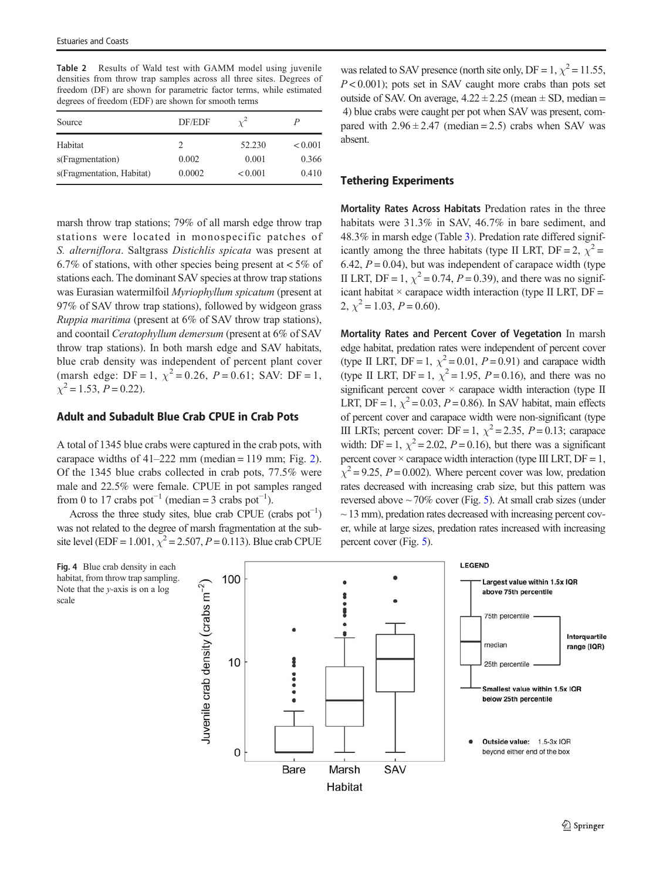**Table 2** Results of Wald test with GAMM model using juvenile densities from throw trap samples across all three sites. Degrees of freedom (DF) are shown for parametric factor terms, while estimated degrees of freedom (EDF) are shown for smooth terms

| Source | DF/EDF | $\chi^2$ | $P$ |
|---|---|---|---|
| Habitat | 2 | 52.230 | < 0.001 |
| s(Fragmentation) | 0.002 | 0.001 | 0.366 |
| s(Fragmentation, Habitat) | 0.0002 | < 0.001 | 0.410 |

marsh throw trap stations; 79% of all marsh edge throw trap stations were located in monospecific patches of *S. alterniflora*. Saltgrass *Distichlis spicata* was present at 6.7% of stations, with other species being present at < 5% of stations each. The dominant SAV species at throw trap stations was Eurasian watermilfoil *Myriophyllum spicatum* (present at 97% of SAV throw trap stations), followed by widgeon grass *Ruppia maritima* (present at 6% of SAV throw trap stations), and coontail *Ceratophyllum demersum* (present at 6% of SAV throw trap stations). In both marsh edge and SAV habitats, blue crab density was independent of percent plant cover (marsh edge: DF = 1, $\chi^2 = 0.26$, $P = 0.61$; SAV: DF = 1, $\chi^2 = 1.53$, $P = 0.22$).

## Adult and Subadult Blue Crab CPUE in Crab Pots

A total of 1345 blue crabs were captured in the crab pots, with carapace widths of 41–222 mm (median = 119 mm; Fig. 2). Of the 1345 blue crabs collected in crab pots, 77.5% were male and 22.5% were female. CPUE in pot samples ranged from 0 to 17 crabs pot$^{-1}$ (median = 3 crabs pot$^{-1}$).

Across the three study sites, blue crab CPUE (crabs pot$^{-1}$) was not related to the degree of marsh fragmentation at the sub-site level (EDF = 1.001, $\chi^2 = 2.507$, $P = 0.113$). Blue crab CPUE was related to SAV presence (north site only, DF = 1, $\chi^2 = 11.55$, $P < 0.001$); pots set in SAV caught more crabs than pots set outside of SAV. On average, $4.22 \pm 2.25$ (mean ± SD, median = 4) blue crabs were caught per pot when SAV was present, compared with $2.96 \pm 2.47$ (median = 2.5) crabs when SAV was absent.

## Tethering Experiments

**Mortality Rates Across Habitats** Predation rates in the three habitats were 31.3% in SAV, 46.7% in bare sediment, and 48.3% in marsh edge (Table 3). Predation rate differed significantly among the three habitats (type II LRT, DF = 2, $\chi^2 = 6.42$, $P = 0.04$), but was independent of carapace width (type II LRT, DF = 1, $\chi^2 = 0.74$, $P = 0.39$), and there was no significant habitat × carapace width interaction (type II LRT, DF = 2, $\chi^2 = 1.03$, $P = 0.60$).

**Mortality Rates and Percent Cover of Vegetation** In marsh edge habitat, predation rates were independent of percent cover (type II LRT, DF = 1, $\chi^2 = 0.01$, $P = 0.91$) and carapace width (type II LRT, DF = 1, $\chi^2 = 1.95$, $P = 0.16$), and there was no significant percent cover × carapace width interaction (type II LRT, DF = 1, $\chi^2 = 0.03$, $P = 0.86$). In SAV habitat, main effects of percent cover and carapace width were non-significant (type III LRTs; percent cover: DF = 1, $\chi^2 = 2.35$, $P = 0.13$; carapace width: DF = 1, $\chi^2 = 2.02$, $P = 0.16$), but there was a significant percent cover × carapace width interaction (type III LRT, DF = 1, $\chi^2 = 9.25$, $P = 0.002$). Where percent cover was low, predation rates decreased with increasing crab size, but this pattern was reversed above ~ 70% cover (Fig. 5). At small crab sizes (under ~ 13 mm), predation rates decreased with increasing percent cover, while at large sizes, predation rates increased with increasing percent cover (Fig. 5).

**Fig. 4** Blue crab density in each habitat, from throw trap sampling. Note that the *y*-axis is on a log scale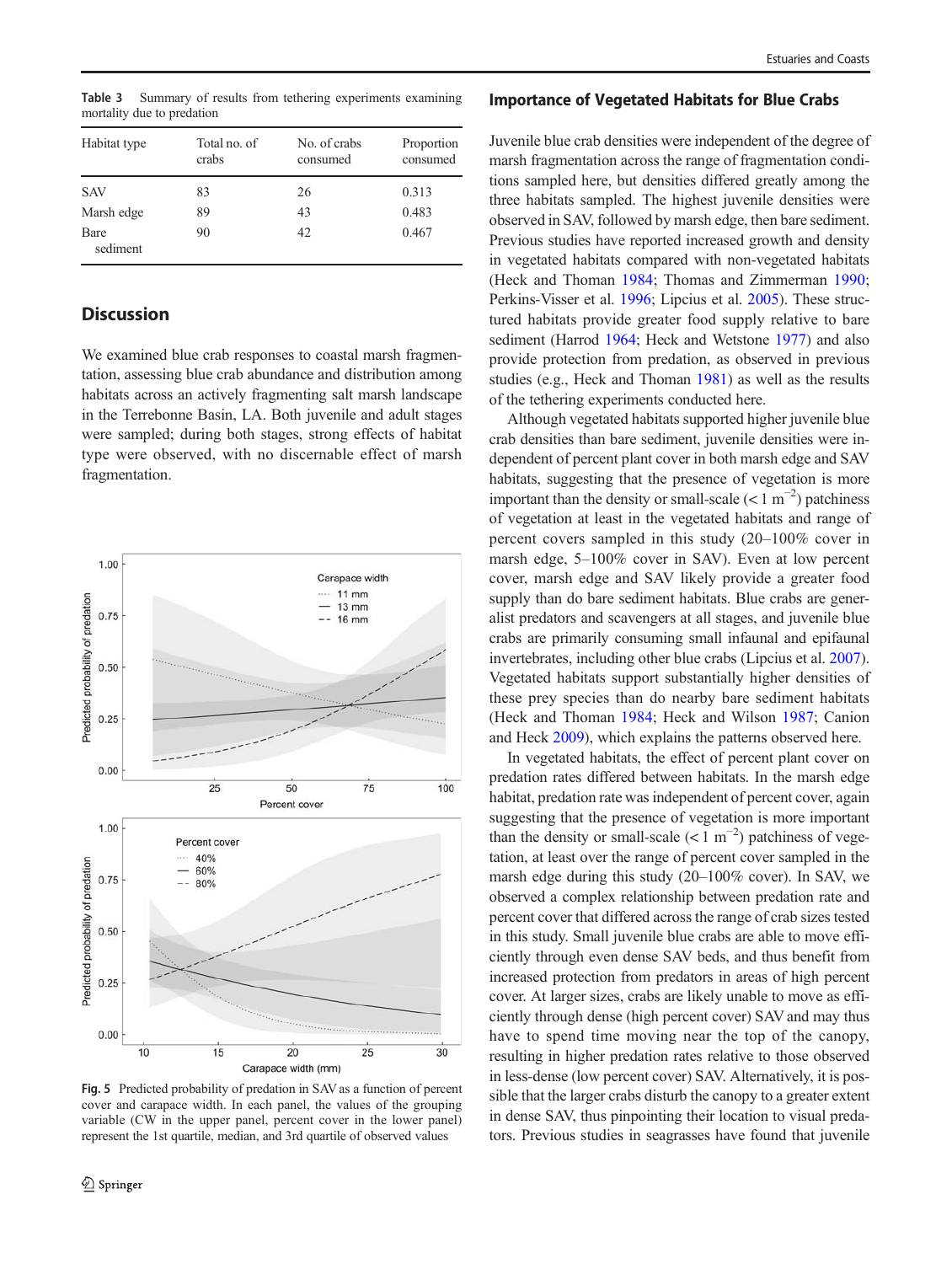**Table 3** Summary of results from tethering experiments examining mortality due to predation

| Habitat type | Total no. of crabs | No. of crabs consumed | Proportion consumed |
|---|---|---|---|
| SAV | 83 | 26 | 0.313 |
| Marsh edge | 89 | 43 | 0.483 |
| Bare sediment | 90 | 42 | 0.467 |

## Discussion

We examined blue crab responses to coastal marsh fragmentation, assessing blue crab abundance and distribution among habitats across an actively fragmenting salt marsh landscape in the Terrebonne Basin, LA. Both juvenile and adult stages were sampled; during both stages, strong effects of habitat type were observed, with no discernable effect of marsh fragmentation.

**Fig. 5** Predicted probability of predation in SAV as a function of percent cover and carapace width. In each panel, the values of the grouping variable (CW in the upper panel, percent cover in the lower panel) represent the 1st quartile, median, and 3rd quartile of observed values

### Importance of Vegetated Habitats for Blue Crabs

Juvenile blue crab densities were independent of the degree of marsh fragmentation across the range of fragmentation conditions sampled here, but densities differed greatly among the three habitats sampled. The highest juvenile densities were observed in SAV, followed by marsh edge, then bare sediment. Previous studies have reported increased growth and density in vegetated habitats compared with non-vegetated habitats (Heck and Thoman 1984; Thomas and Zimmerman 1990; Perkins-Visser et al. 1996; Lipcius et al. 2005). These structured habitats provide greater food supply relative to bare sediment (Harrod 1964; Heck and Wetstone 1977) and also provide protection from predation, as observed in previous studies (e.g., Heck and Thoman 1981) as well as the results of the tethering experiments conducted here.

Although vegetated habitats supported higher juvenile blue crab densities than bare sediment, juvenile densities were independent of percent plant cover in both marsh edge and SAV habitats, suggesting that the presence of vegetation is more important than the density or small-scale ($< 1\ m^{-2}$) patchiness of vegetation at least in the vegetated habitats and range of percent covers sampled in this study (20–100% cover in marsh edge, 5–100% cover in SAV). Even at low percent cover, marsh edge and SAV likely provide a greater food supply than do bare sediment habitats. Blue crabs are generalist predators and scavengers at all stages, and juvenile blue crabs are primarily consuming small infaunal and epifaunal invertebrates, including other blue crabs (Lipcius et al. 2007). Vegetated habitats support substantially higher densities of these prey species than do nearby bare sediment habitats (Heck and Thoman 1984; Heck and Wilson 1987; Canion and Heck 2009), which explains the patterns observed here.

In vegetated habitats, the effect of percent plant cover on predation rates differed between habitats. In the marsh edge habitat, predation rate was independent of percent cover, again suggesting that the presence of vegetation is more important than the density or small-scale ($< 1\ m^{-2}$) patchiness of vegetation, at least over the range of percent cover sampled in the marsh edge during this study (20–100% cover). In SAV, we observed a complex relationship between predation rate and percent cover that differed across the range of crab sizes tested in this study. Small juvenile blue crabs are able to move efficiently through even dense SAV beds, and thus benefit from increased protection from predators in areas of high percent cover. At larger sizes, crabs are likely unable to move as efficiently through dense (high percent cover) SAV and may thus have to spend time moving near the top of the canopy, resulting in higher predation rates relative to those observed in less-dense (low percent cover) SAV. Alternatively, it is possible that the larger crabs disturb the canopy to a greater extent in dense SAV, thus pinpointing their location to visual predators. Previous studies in seagrasses have found that juvenile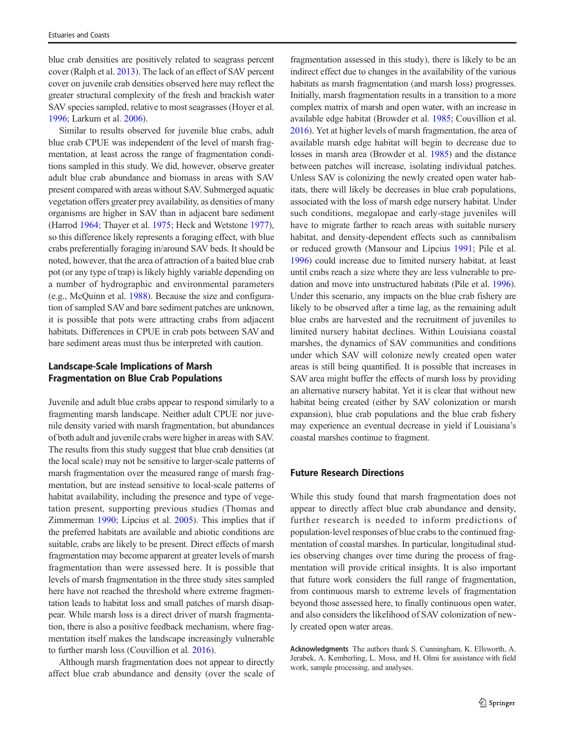blue crab densities are positively related to seagrass percent cover (Ralph et al. 2013). The lack of an effect of SAV percent cover on juvenile crab densities observed here may reflect the greater structural complexity of the fresh and brackish water SAV species sampled, relative to most seagrasses (Hoyer et al. 1996; Larkum et al. 2006).

Similar to results observed for juvenile blue crabs, adult blue crab CPUE was independent of the level of marsh fragmentation, at least across the range of fragmentation conditions sampled in this study. We did, however, observe greater adult blue crab abundance and biomass in areas with SAV present compared with areas without SAV. Submerged aquatic vegetation offers greater prey availability, as densities of many organisms are higher in SAV than in adjacent bare sediment (Harrod 1964; Thayer et al. 1975; Heck and Wetstone 1977), so this difference likely represents a foraging effect, with blue crabs preferentially foraging in/around SAV beds. It should be noted, however, that the area of attraction of a baited blue crab pot (or any type of trap) is likely highly variable depending on a number of hydrographic and environmental parameters (e.g., McQuinn et al. 1988). Because the size and configuration of sampled SAV and bare sediment patches are unknown, it is possible that pots were attracting crabs from adjacent habitats. Differences in CPUE in crab pots between SAV and bare sediment areas must thus be interpreted with caution.

## Landscape-Scale Implications of Marsh Fragmentation on Blue Crab Populations

Juvenile and adult blue crabs appear to respond similarly to a fragmenting marsh landscape. Neither adult CPUE nor juvenile density varied with marsh fragmentation, but abundances of both adult and juvenile crabs were higher in areas with SAV. The results from this study suggest that blue crab densities (at the local scale) may not be sensitive to larger-scale patterns of marsh fragmentation over the measured range of marsh fragmentation, but are instead sensitive to local-scale patterns of habitat availability, including the presence and type of vegetation present, supporting previous studies (Thomas and Zimmerman 1990; Lipcius et al. 2005). This implies that if the preferred habitats are available and abiotic conditions are suitable, crabs are likely to be present. Direct effects of marsh fragmentation may become apparent at greater levels of marsh fragmentation than were assessed here. It is possible that levels of marsh fragmentation in the three study sites sampled here have not reached the threshold where extreme fragmentation leads to habitat loss and small patches of marsh disappear. While marsh loss is a direct driver of marsh fragmentation, there is also a positive feedback mechanism, where fragmentation itself makes the landscape increasingly vulnerable to further marsh loss (Couvillion et al. 2016).

Although marsh fragmentation does not appear to directly affect blue crab abundance and density (over the scale of fragmentation assessed in this study), there is likely to be an indirect effect due to changes in the availability of the various habitats as marsh fragmentation (and marsh loss) progresses. Initially, marsh fragmentation results in a transition to a more complex matrix of marsh and open water, with an increase in available edge habitat (Browder et al. 1985; Couvillion et al. 2016). Yet at higher levels of marsh fragmentation, the area of available marsh edge habitat will begin to decrease due to losses in marsh area (Browder et al. 1985) and the distance between patches will increase, isolating individual patches. Unless SAV is colonizing the newly created open water habitats, there will likely be decreases in blue crab populations, associated with the loss of marsh edge nursery habitat. Under such conditions, megalopae and early-stage juveniles will have to migrate farther to reach areas with suitable nursery habitat, and density-dependent effects such as cannibalism or reduced growth (Mansour and Lipcius 1991; Pile et al. 1996) could increase due to limited nursery habitat, at least until crabs reach a size where they are less vulnerable to predation and move into unstructured habitats (Pile et al. 1996). Under this scenario, any impacts on the blue crab fishery are likely to be observed after a time lag, as the remaining adult blue crabs are harvested and the recruitment of juveniles to limited nursery habitat declines. Within Louisiana coastal marshes, the dynamics of SAV communities and conditions under which SAV will colonize newly created open water areas is still being quantified. It is possible that increases in SAV area might buffer the effects of marsh loss by providing an alternative nursery habitat. Yet it is clear that without new habitat being created (either by SAV colonization or marsh expansion), blue crab populations and the blue crab fishery may experience an eventual decrease in yield if Louisiana's coastal marshes continue to fragment.

## Future Research Directions

While this study found that marsh fragmentation does not appear to directly affect blue crab abundance and density, further research is needed to inform predictions of population-level responses of blue crabs to the continued fragmentation of coastal marshes. In particular, longitudinal studies observing changes over time during the process of fragmentation will provide critical insights. It is also important that future work considers the full range of fragmentation, from continuous marsh to extreme levels of fragmentation beyond those assessed here, to finally continuous open water, and also considers the likelihood of SAV colonization of newly created open water areas.

**Acknowledgments** The authors thank S. Cunningham, K. Ellsworth, A. Jerabek, A. Kemberling, L. Moss, and H. Olmi for assistance with field work, sample processing, and analyses.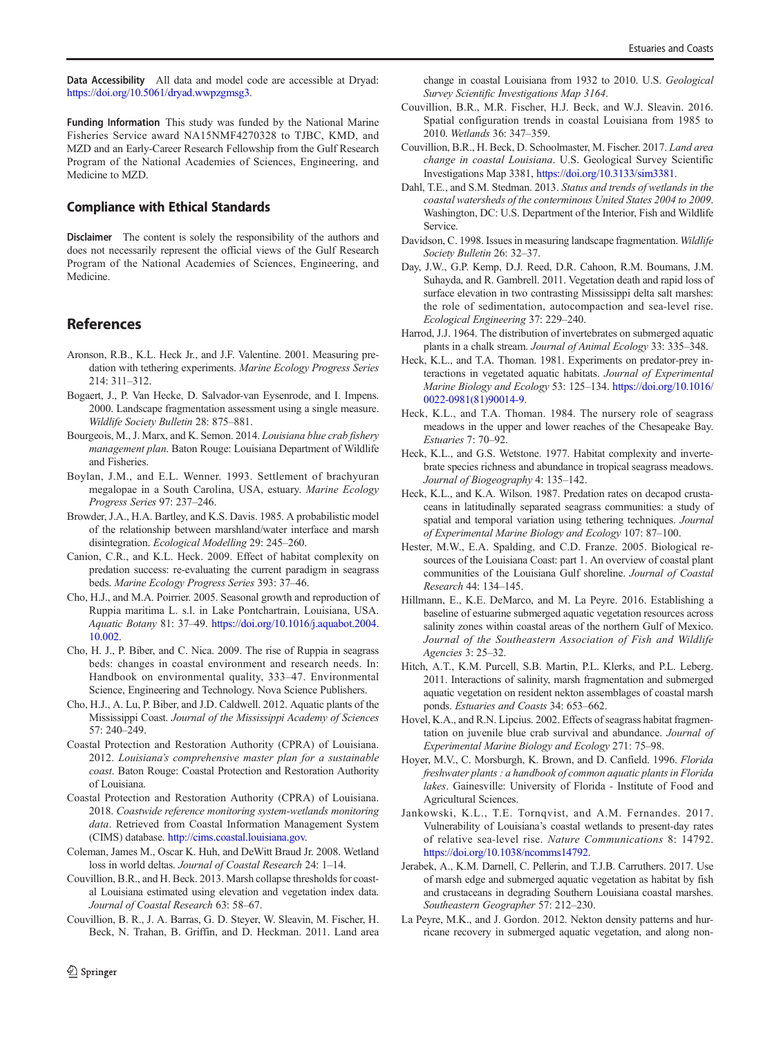**Data Accessibility** All data and model code are accessible at Dryad: https://doi.org/10.5061/dryad.wwpzgmsg3.

**Funding Information** This study was funded by the National Marine Fisheries Service award NA15NMF4270328 to TJBC, KMD, and MZD and an Early-Career Research Fellowship from the Gulf Research Program of the National Academies of Sciences, Engineering, and Medicine to MZD.

## Compliance with Ethical Standards

**Disclaimer** The content is solely the responsibility of the authors and does not necessarily represent the official views of the Gulf Research Program of the National Academies of Sciences, Engineering, and Medicine.

## References

Aronson, R.B., K.L. Heck Jr., and J.F. Valentine. 2001. Measuring predation with tethering experiments. *Marine Ecology Progress Series* 214: 311–312.

Bogaert, J., P. Van Hecke, D. Salvador-van Eysenrode, and I. Impens. 2000. Landscape fragmentation assessment using a single measure. *Wildlife Society Bulletin* 28: 875–881.

Bourgeois, M., J. Marx, and K. Semon. 2014. *Louisiana blue crab fishery management plan*. Baton Rouge: Louisiana Department of Wildlife and Fisheries.

Boylan, J.M., and E.L. Wenner. 1993. Settlement of brachyuran megalopae in a South Carolina, USA, estuary. *Marine Ecology Progress Series* 97: 237–246.

Browder, J.A., H.A. Bartley, and K.S. Davis. 1985. A probabilistic model of the relationship between marshland/water interface and marsh disintegration. *Ecological Modelling* 29: 245–260.

Canion, C.R., and K.L. Heck. 2009. Effect of habitat complexity on predation success: re-evaluating the current paradigm in seagrass beds. *Marine Ecology Progress Series* 393: 37–46.

Cho, H.J., and M.A. Poirrier. 2005. Seasonal growth and reproduction of Ruppia maritima L. s.l. in Lake Pontchartrain, Louisiana, USA. *Aquatic Botany* 81: 37–49. https://doi.org/10.1016/j.aquabot.2004.10.002.

Cho, H. J., P. Biber, and C. Nica. 2009. The rise of Ruppia in seagrass beds: changes in coastal environment and research needs. In: Handbook on environmental quality, 333–47. Environmental Science, Engineering and Technology. Nova Science Publishers.

Cho, H.J., A. Lu, P. Biber, and J.D. Caldwell. 2012. Aquatic plants of the Mississippi Coast. *Journal of the Mississippi Academy of Sciences* 57: 240–249.

Coastal Protection and Restoration Authority (CPRA) of Louisiana. 2012. *Louisiana's comprehensive master plan for a sustainable coast*. Baton Rouge: Coastal Protection and Restoration Authority of Louisiana.

Coastal Protection and Restoration Authority (CPRA) of Louisiana. 2018. *Coastwide reference monitoring system-wetlands monitoring data*. Retrieved from Coastal Information Management System (CIMS) database. http://cims.coastal.louisiana.gov.

Coleman, James M., Oscar K. Huh, and DeWitt Braud Jr. 2008. Wetland loss in world deltas. *Journal of Coastal Research* 24: 1–14.

Couvillion, B.R., and H. Beck. 2013. Marsh collapse thresholds for coastal Louisiana estimated using elevation and vegetation index data. *Journal of Coastal Research* 63: 58–67.

Couvillion, B. R., J. A. Barras, G. D. Steyer, W. Sleavin, M. Fischer, H. Beck, N. Trahan, B. Griffin, and D. Heckman. 2011. Land area change in coastal Louisiana from 1932 to 2010. U.S. *Geological Survey Scientific Investigations Map 3164*.

Couvillion, B.R., M.R. Fischer, H.J. Beck, and W.J. Sleavin. 2016. Spatial configuration trends in coastal Louisiana from 1985 to 2010. *Wetlands* 36: 347–359.

Couvillion, B.R., H. Beck, D. Schoolmaster, M. Fischer. 2017. *Land area change in coastal Louisiana*. U.S. Geological Survey Scientific Investigations Map 3381, https://doi.org/10.3133/sim3381.

Dahl, T.E., and S.M. Stedman. 2013. *Status and trends of wetlands in the coastal watersheds of the conterminous United States 2004 to 2009*. Washington, DC: U.S. Department of the Interior, Fish and Wildlife Service.

Davidson, C. 1998. Issues in measuring landscape fragmentation. *Wildlife Society Bulletin* 26: 32–37.

Day, J.W., G.P. Kemp, D.J. Reed, D.R. Cahoon, R.M. Boumans, J.M. Suhayda, and R. Gambrell. 2011. Vegetation death and rapid loss of surface elevation in two contrasting Mississippi delta salt marshes: the role of sedimentation, autocompaction and sea-level rise. *Ecological Engineering* 37: 229–240.

Harrod, J.J. 1964. The distribution of invertebrates on submerged aquatic plants in a chalk stream. *Journal of Animal Ecology* 33: 335–348.

Heck, K.L., and T.A. Thoman. 1981. Experiments on predator-prey interactions in vegetated aquatic habitats. *Journal of Experimental Marine Biology and Ecology* 53: 125–134. https://doi.org/10.1016/0022-0981(81)90014-9.

Heck, K.L., and T.A. Thoman. 1984. The nursery role of seagrass meadows in the upper and lower reaches of the Chesapeake Bay. *Estuaries* 7: 70–92.

Heck, K.L., and G.S. Wetstone. 1977. Habitat complexity and invertebrate species richness and abundance in tropical seagrass meadows. *Journal of Biogeography* 4: 135–142.

Heck, K.L., and K.A. Wilson. 1987. Predation rates on decapod crustaceans in latitudinally separated seagrass communities: a study of spatial and temporal variation using tethering techniques. *Journal of Experimental Marine Biology and Ecology* 107: 87–100.

Hester, M.W., E.A. Spalding, and C.D. Franze. 2005. Biological resources of the Louisiana Coast: part 1. An overview of coastal plant communities of the Louisiana Gulf shoreline. *Journal of Coastal Research* 44: 134–145.

Hillmann, E., K.E. DeMarco, and M. La Peyre. 2016. Establishing a baseline of estuarine submerged aquatic vegetation resources across salinity zones within coastal areas of the northern Gulf of Mexico. *Journal of the Southeastern Association of Fish and Wildlife Agencies* 3: 25–32.

Hitch, A.T., K.M. Purcell, S.B. Martin, P.L. Klerks, and P.L. Leberg. 2011. Interactions of salinity, marsh fragmentation and submerged aquatic vegetation on resident nekton assemblages of coastal marsh ponds. *Estuaries and Coasts* 34: 653–662.

Hovel, K.A., and R.N. Lipcius. 2002. Effects of seagrass habitat fragmentation on juvenile blue crab survival and abundance. *Journal of Experimental Marine Biology and Ecology* 271: 75–98.

Hoyer, M.V., C. Morsburgh, K. Brown, and D. Canfield. 1996. *Florida freshwater plants : a handbook of common aquatic plants in Florida lakes*. Gainesville: University of Florida - Institute of Food and Agricultural Sciences.

Jankowski, K.L., T.E. Tornqvist, and A.M. Fernandes. 2017. Vulnerability of Louisiana's coastal wetlands to present-day rates of relative sea-level rise. *Nature Communications* 8: 14792. https://doi.org/10.1038/ncomms14792.

Jerabek, A., K.M. Darnell, C. Pellerin, and T.J.B. Carruthers. 2017. Use of marsh edge and submerged aquatic vegetation as habitat by fish and crustaceans in degrading Southern Louisiana coastal marshes. *Southeastern Geographer* 57: 212–230.

La Peyre, M.K., and J. Gordon. 2012. Nekton density patterns and hurricane recovery in submerged aquatic vegetation, and along non-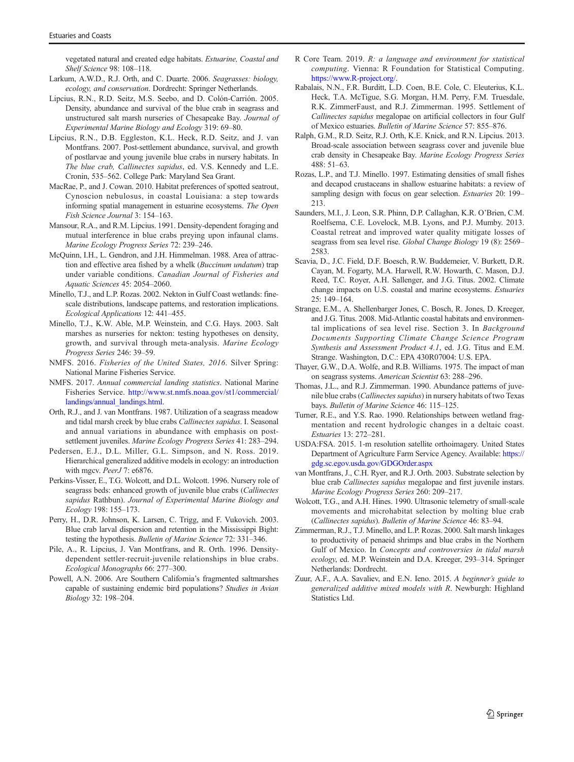vegetated natural and created edge habitats. *Estuarine, Coastal and Shelf Science* 98: 108–118.

Larkum, A.W.D., R.J. Orth, and C. Duarte. 2006. *Seagrasses: biology, ecology, and conservation*. Dordrecht: Springer Netherlands.

Lipcius, R.N., R.D. Seitz, M.S. Seebo, and D. Colón-Carrión. 2005. Density, abundance and survival of the blue crab in seagrass and unstructured salt marsh nurseries of Chesapeake Bay. *Journal of Experimental Marine Biology and Ecology* 319: 69–80.

Lipcius, R.N., D.B. Eggleston, K.L. Heck, R.D. Seitz, and J. van Montfrans. 2007. Post-settlement abundance, survival, and growth of postlarvae and young juvenile blue crabs in nursery habitats. In *The blue crab, Callinectes sapidus*, ed. V.S. Kennedy and L.E. Cronin, 535–562. College Park: Maryland Sea Grant.

MacRae, P., and J. Cowan. 2010. Habitat preferences of spotted seatrout, Cynoscion nebulosus, in coastal Louisiana: a step towards informing spatial management in estuarine ecosystems. *The Open Fish Science Journal* 3: 154–163.

Mansour, R.A., and R.M. Lipcius. 1991. Density-dependent foraging and mutual interference in blue crabs preying upon infaunal clams. *Marine Ecology Progress Series* 72: 239–246.

McQuinn, I.H., L. Gendron, and J.H. Himmelman. 1988. Area of attraction and effective area fished by a whelk (*Buccinum undatum*) trap under variable conditions. *Canadian Journal of Fisheries and Aquatic Sciences* 45: 2054–2060.

Minello, T.J., and L.P. Rozas. 2002. Nekton in Gulf Coast wetlands: fine-scale distributions, landscape patterns, and restoration implications. *Ecological Applications* 12: 441–455.

Minello, T.J., K.W. Able, M.P. Weinstein, and C.G. Hays. 2003. Salt marshes as nurseries for nekton: testing hypotheses on density, growth, and survival through meta-analysis. *Marine Ecology Progress Series* 246: 39–59.

NMFS. 2016. *Fisheries of the United States, 2016*. Silver Spring: National Marine Fisheries Service.

NMFS. 2017. *Annual commercial landing statistics*. National Marine Fisheries Service. http://www.st.nmfs.noaa.gov/st1/commercial/landings/annual_landings.html.

Orth, R.J., and J. van Montfrans. 1987. Utilization of a seagrass meadow and tidal marsh creek by blue crabs *Callinectes sapidus*. I. Seasonal and annual variations in abundance with emphasis on post-settlement juveniles. *Marine Ecology Progress Series* 41: 283–294.

Pedersen, E.J., D.L. Miller, G.L. Simpson, and N. Ross. 2019. Hierarchical generalized additive models in ecology: an introduction with mgcv. *PeerJ* 7: e6876.

Perkins-Visser, E., T.G. Wolcott, and D.L. Wolcott. 1996. Nursery role of seagrass beds: enhanced growth of juvenile blue crabs (*Callinectes sapidus* Rathbun). *Journal of Experimental Marine Biology and Ecology* 198: 155–173.

Perry, H., D.R. Johnson, K. Larsen, C. Trigg, and F. Vukovich. 2003. Blue crab larval dispersion and retention in the Mississippi Bight: testing the hypothesis. *Bulletin of Marine Science* 72: 331–346.

Pile, A., R. Lipcius, J. Van Montfrans, and R. Orth. 1996. Density-dependent settler-recruit-juvenile relationships in blue crabs. *Ecological Monographs* 66: 277–300.

Powell, A.N. 2006. Are Southern California's fragmented saltmarshes capable of sustaining endemic bird populations? *Studies in Avian Biology* 32: 198–204.

R Core Team. 2019. *R: a language and environment for statistical computing*. Vienna: R Foundation for Statistical Computing. https://www.R-project.org/.

Rabalais, N.N., F.R. Burditt, L.D. Coen, B.E. Cole, C. Eleuterius, K.L. Heck, T.A. McTigue, S.G. Morgan, H.M. Perry, F.M. Truesdale, R.K. ZimmerFaust, and R.J. Zimmerman. 1995. Settlement of *Callinectes sapidus* megalopae on artificial collectors in four Gulf of Mexico estuaries. *Bulletin of Marine Science* 57: 855–876.

Ralph, G.M., R.D. Seitz, R.J. Orth, K.E. Knick, and R.N. Lipcius. 2013. Broad-scale association between seagrass cover and juvenile blue crab density in Chesapeake Bay. *Marine Ecology Progress Series* 488: 51–63.

Rozas, L.P., and T.J. Minello. 1997. Estimating densities of small fishes and decapod crustaceans in shallow estuarine habitats: a review of sampling design with focus on gear selection. *Estuaries* 20: 199–213.

Saunders, M.I., J. Leon, S.R. Phinn, D.P. Callaghan, K.R. O'Brien, C.M. Roelfsema, C.E. Lovelock, M.B. Lyons, and P.J. Mumby. 2013. Coastal retreat and improved water quality mitigate losses of seagrass from sea level rise. *Global Change Biology* 19 (8): 2569–2583.

Scavia, D., J.C. Field, D.F. Boesch, R.W. Buddemeier, V. Burkett, D.R. Cayan, M. Fogarty, M.A. Harwell, R.W. Howarth, C. Mason, D.J. Reed, T.C. Royer, A.H. Sallenger, and J.G. Titus. 2002. Climate change impacts on U.S. coastal and marine ecosystems. *Estuaries* 25: 149–164.

Strange, E.M., A. Shellenbarger Jones, C. Bosch, R. Jones, D. Kreeger, and J.G. Titus. 2008. Mid-Atlantic coastal habitats and environmental implications of sea level rise. Section 3. In *Background Documents Supporting Climate Change Science Program Synthesis and Assessment Product 4.1*, ed. J.G. Titus and E.M. Strange. Washington, D.C.: EPA 430R07004: U.S. EPA.

Thayer, G.W., D.A. Wolfe, and R.B. Williams. 1975. The impact of man on seagrass systems. *American Scientist* 63: 288–296.

Thomas, J.L., and R.J. Zimmerman. 1990. Abundance patterns of juvenile blue crabs (*Callinectes sapidus*) in nursery habitats of two Texas bays. *Bulletin of Marine Science* 46: 115–125.

Turner, R.E., and Y.S. Rao. 1990. Relationships between wetland fragmentation and recent hydrologic changes in a deltaic coast. *Estuaries* 13: 272–281.

USDA:FSA. 2015. 1-m resolution satellite orthoimagery. United States Department of Agriculture Farm Service Agency. Available: https://gdg.sc.egov.usda.gov/GDGOrder.aspx

van Montfrans, J., C.H. Ryer, and R.J. Orth. 2003. Substrate selection by blue crab *Callinectes sapidus* megalopae and first juvenile instars. *Marine Ecology Progress Series* 260: 209–217.

Wolcott, T.G., and A.H. Hines. 1990. Ultrasonic telemetry of small-scale movements and microhabitat selection by molting blue crab (*Callinectes sapidus*). *Bulletin of Marine Science* 46: 83–94.

Zimmerman, R.J., T.J. Minello, and L.P. Rozas. 2000. Salt marsh linkages to productivity of penaeid shrimps and blue crabs in the Northern Gulf of Mexico. In *Concepts and controversies in tidal marsh ecology*, ed. M.P. Weinstein and D.A. Kreeger, 293–314. Springer Netherlands: Dordrecht.

Zuur, A.F., A.A. Savaliev, and E.N. Ieno. 2015. *A beginner's guide to generalized additive mixed models with R*. Newburgh: Highland Statistics Ltd.